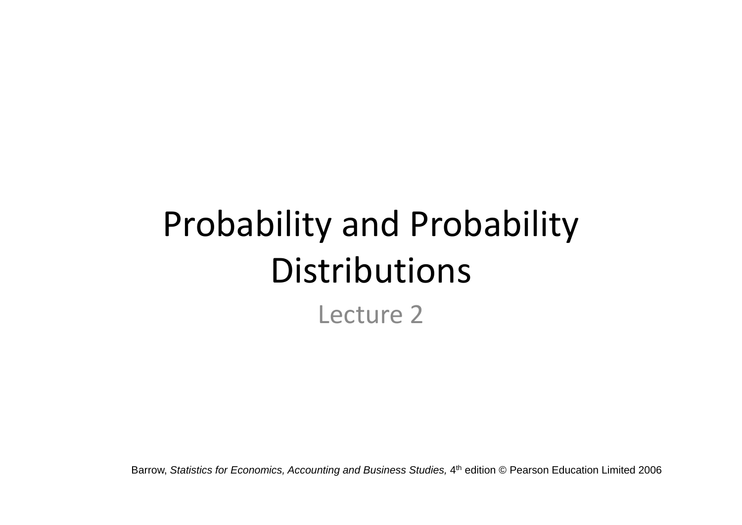# Probability and Probability Distributions

Lecture 2

Barrow, *Statistics for Economics, Accounting and Business Studies,* 4th edition © Pearson Education Limited 2006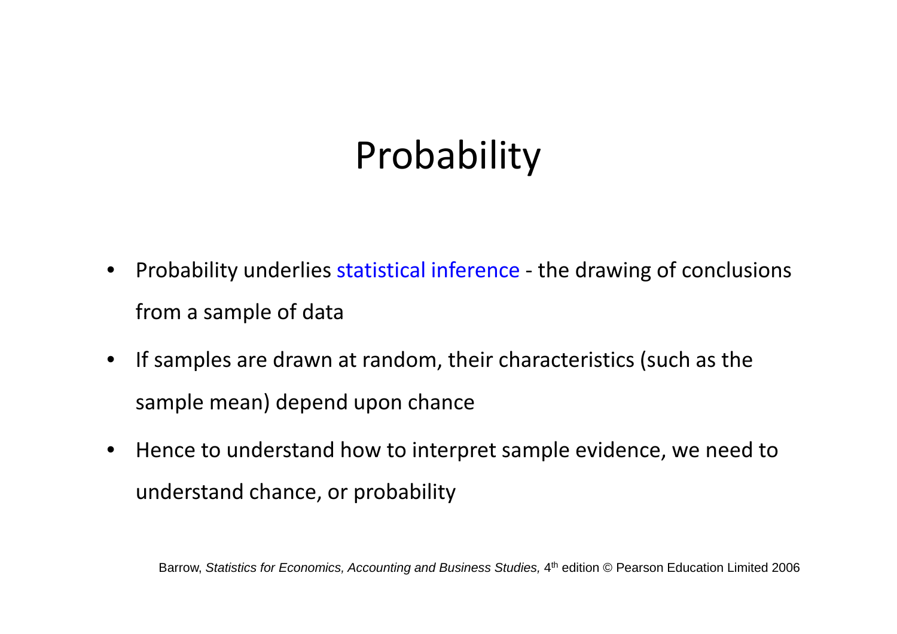# Probability

- Probability underlies statistical inference - the drawing of conclusions from a sample of data
- If samples are drawn at random, their characteristics (such as the sample mean) depend upon chance
- Hence to understand how to interpret sample evidence, we need to understand chance, or probability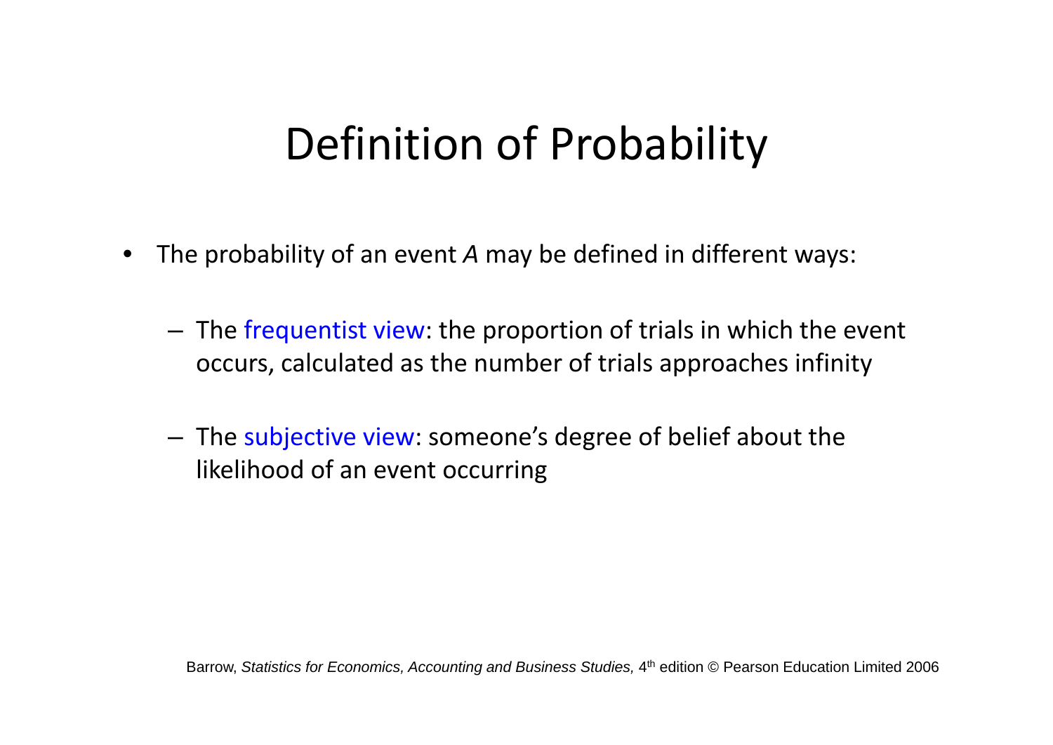# Definition of Probability

- The probability of an event *A* may be defined in different ways:
  - The frequentist view: the proportion of trials in which the event occurs, calculated as the number of trials approaches infinity
  - The subjective view: someone's degree of belief about the likelihood of an event occurring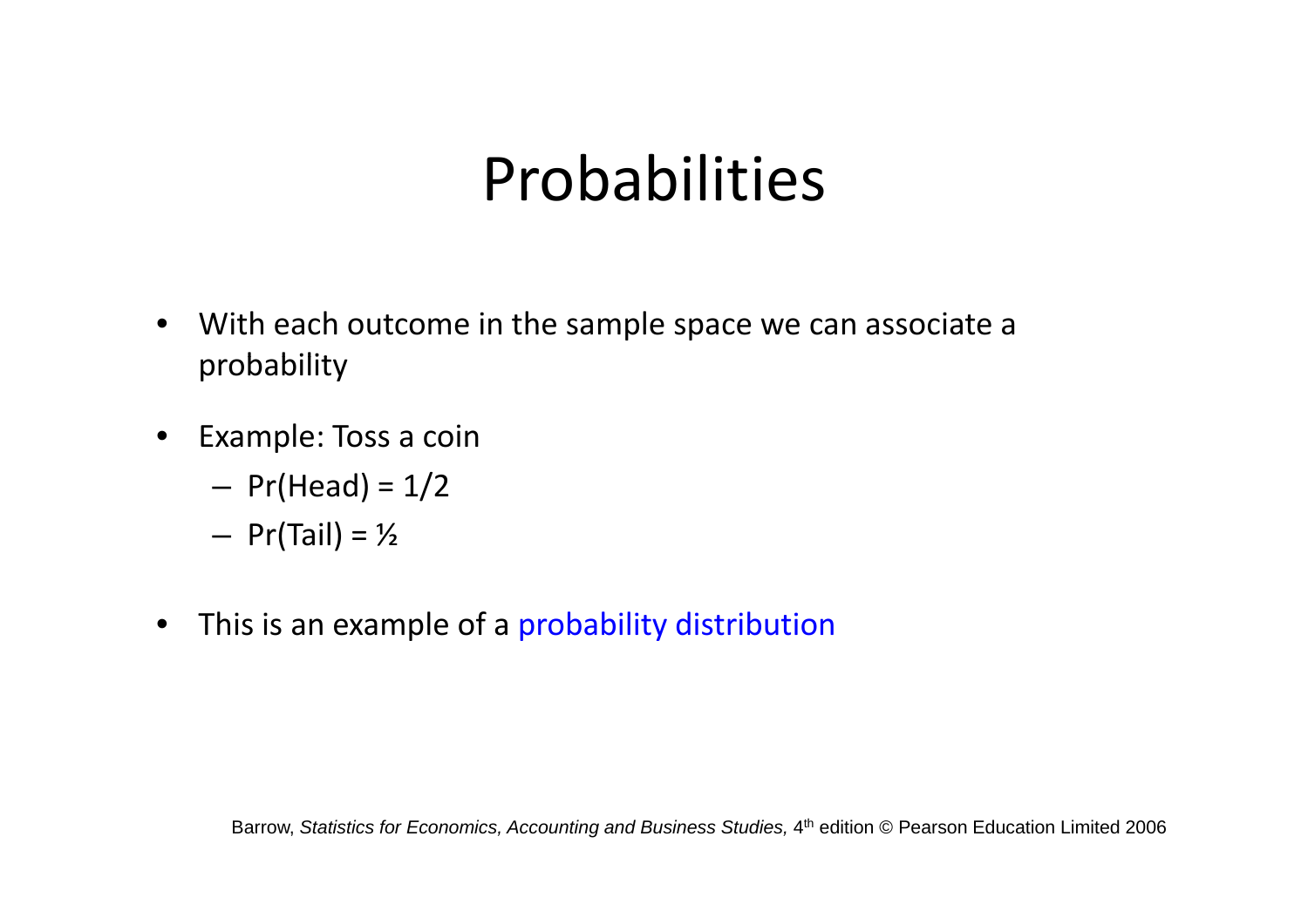# Probabilities

- With each outcome in the sample space we can associate a probability
- Example: Toss a coin
  - Pr(Head) = 1/2
  - Pr(Tail) = ½
- This is an example of a probability distribution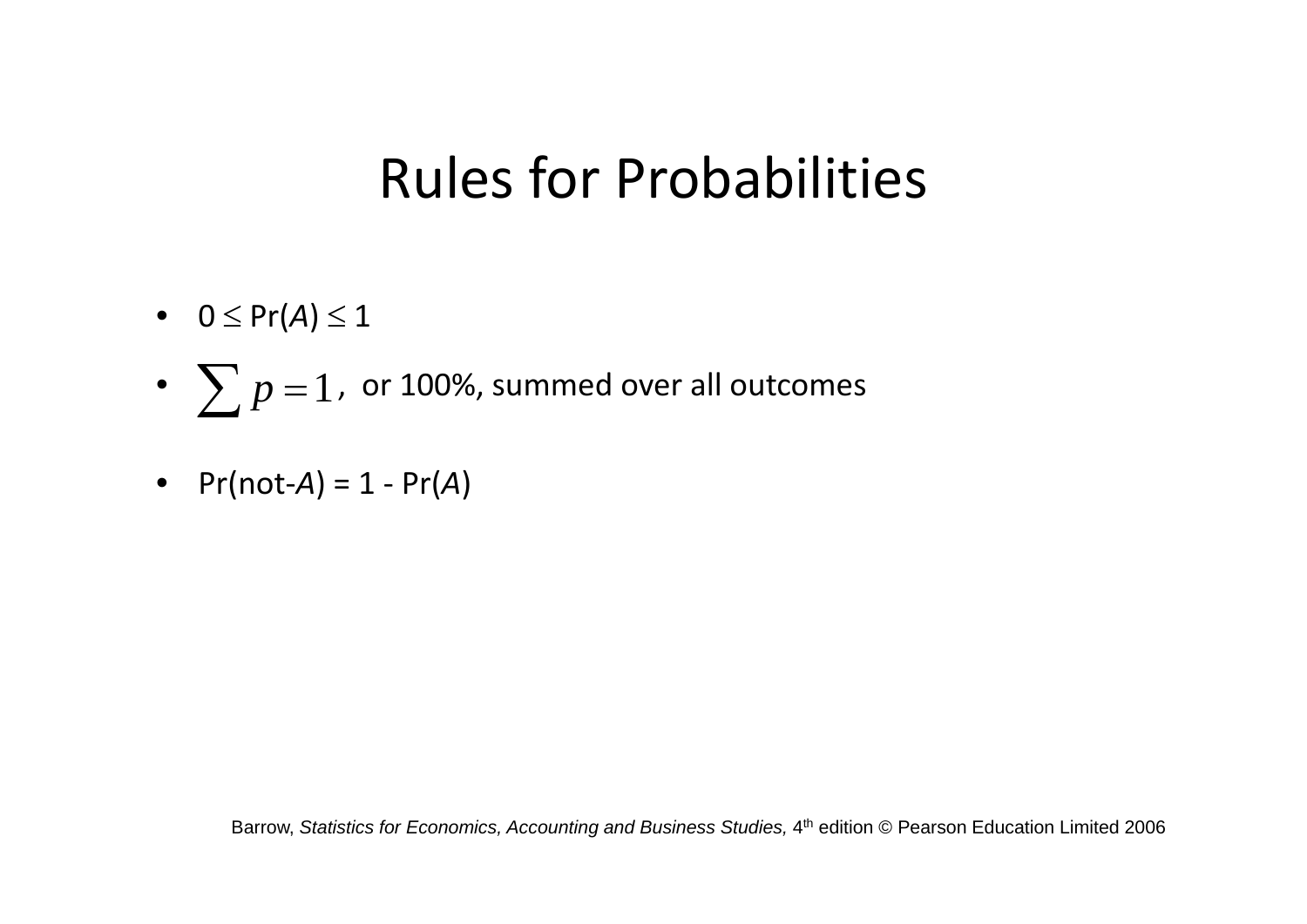# Rules for Probabilities

- $0 \leq \Pr(A) \leq 1$
- $\sum p = 1$, or 100%, summed over all outcomes
- $\Pr(\text{not-}A) = 1 - \Pr(A)$

Barrow, *Statistics for Economics, Accounting and Business Studies,* 4th edition © Pearson Education Limited 2006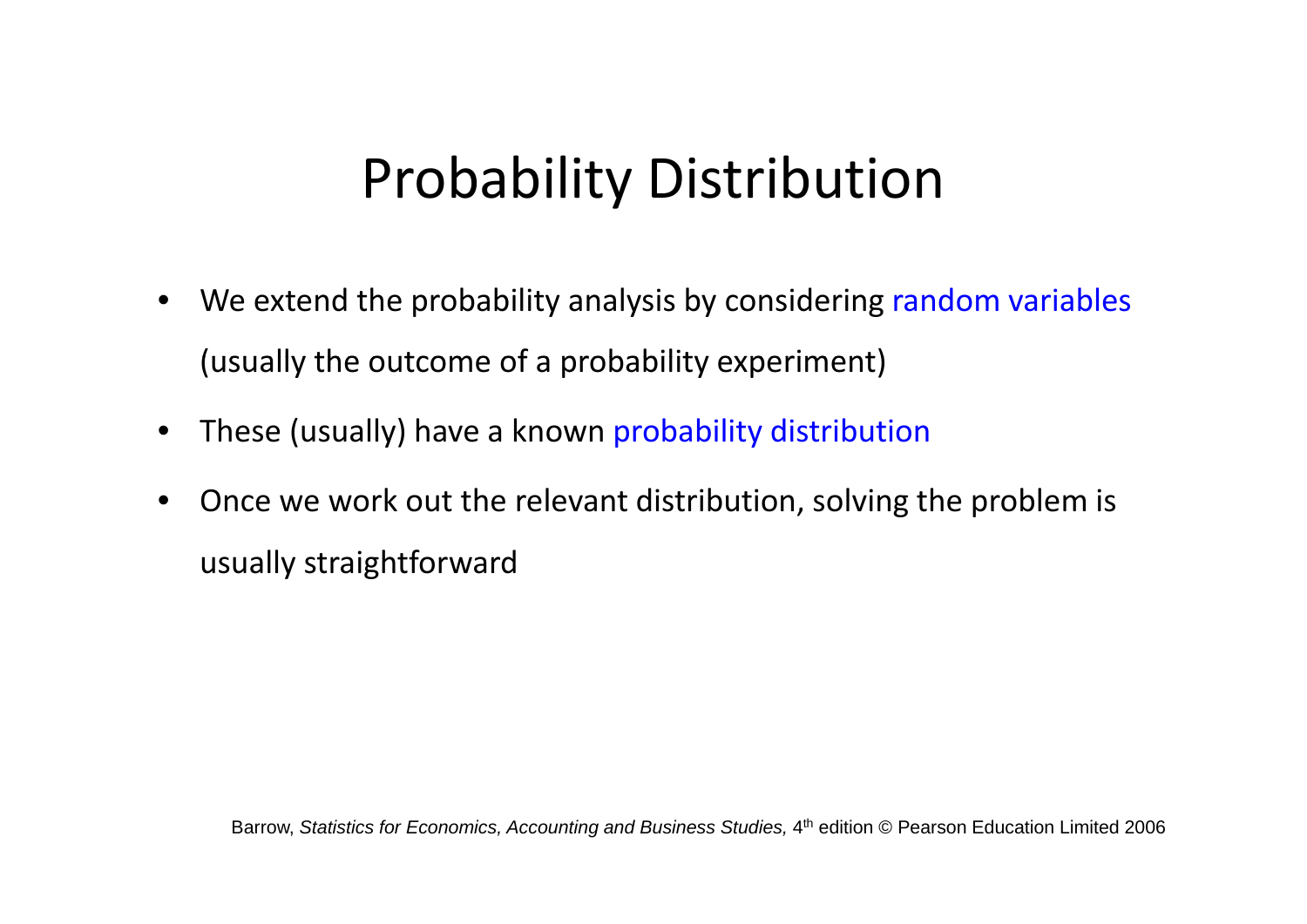# Probability Distribution

- We extend the probability analysis by considering random variables (usually the outcome of a probability experiment)
- These (usually) have a known probability distribution
- Once we work out the relevant distribution, solving the problem is usually straightforward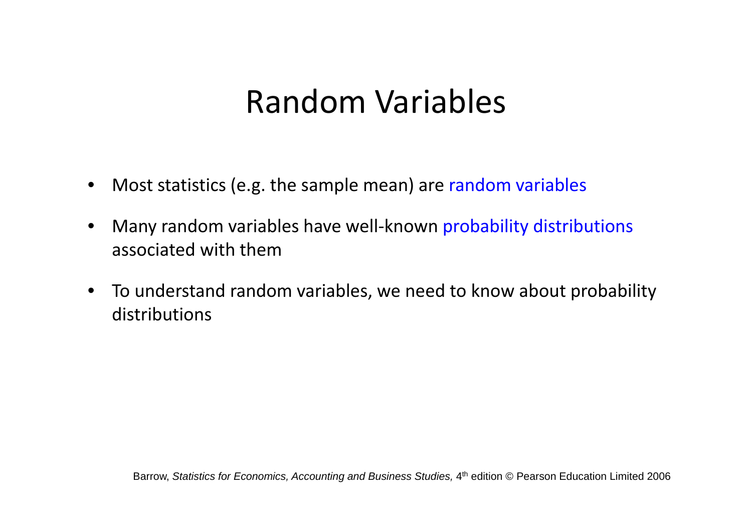# Random Variables

- Most statistics (e.g. the sample mean) are random variables
- Many random variables have well-known probability distributions associated with them
- To understand random variables, we need to know about probability distributions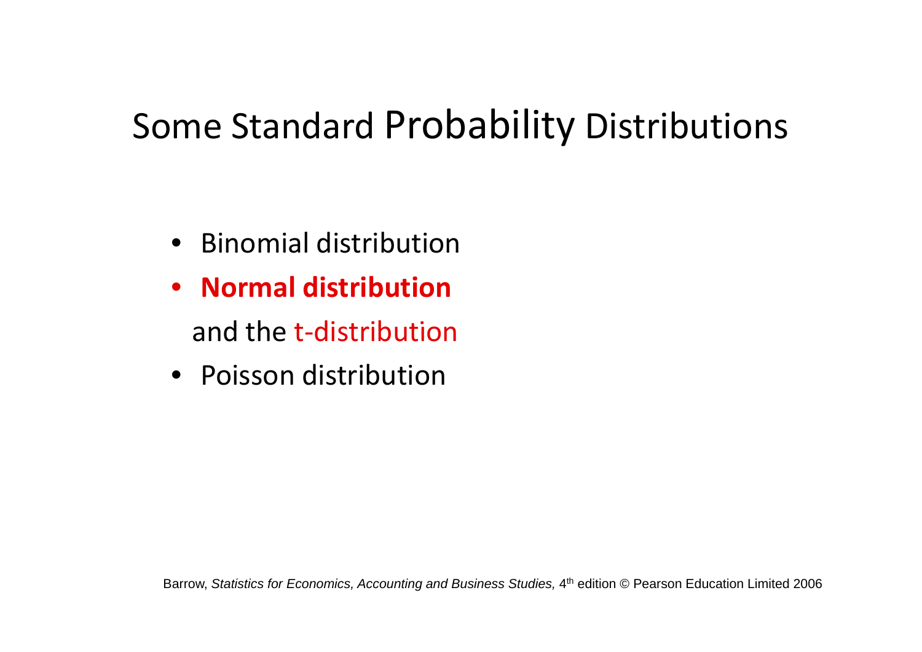# Some Standard Probability Distributions

- Binomial distribution
- **Normal distribution**

  and the t-distribution
- Poisson distribution

Barrow, *Statistics for Economics, Accounting and Business Studies,* 4th edition © Pearson Education Limited 2006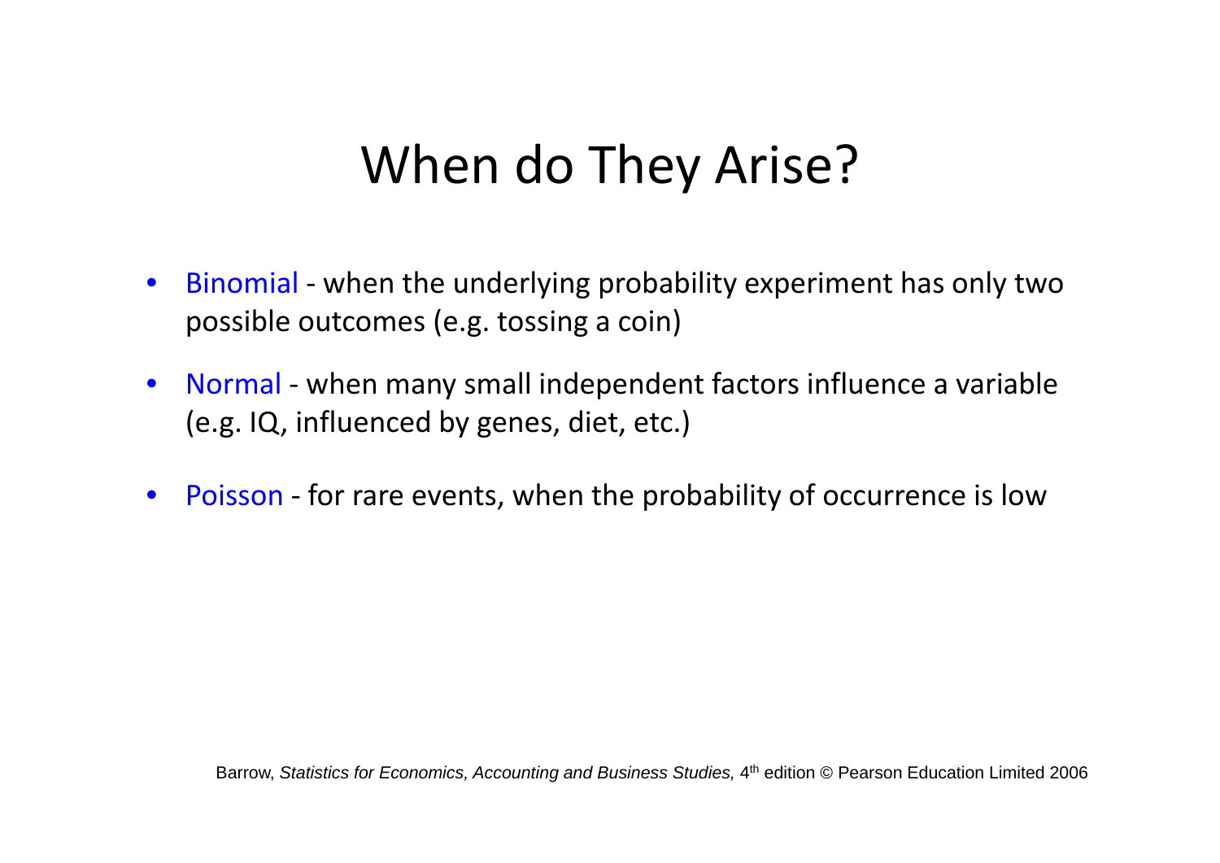# When do They Arise?

- Binomial - when the underlying probability experiment has only two possible outcomes (e.g. tossing a coin)
- Normal - when many small independent factors influence a variable (e.g. IQ, influenced by genes, diet, etc.)
- Poisson - for rare events, when the probability of occurrence is low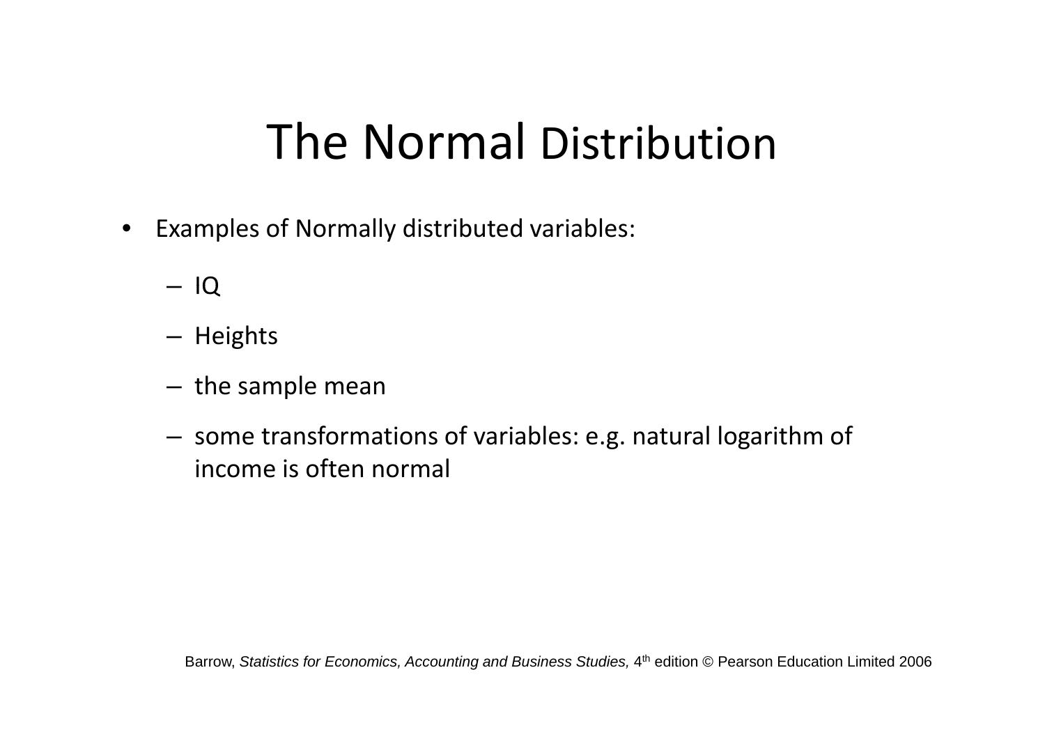# The Normal Distribution

- Examples of Normally distributed variables:
  - IQ
  - Heights
  - the sample mean
  - some transformations of variables: e.g. natural logarithm of income is often normal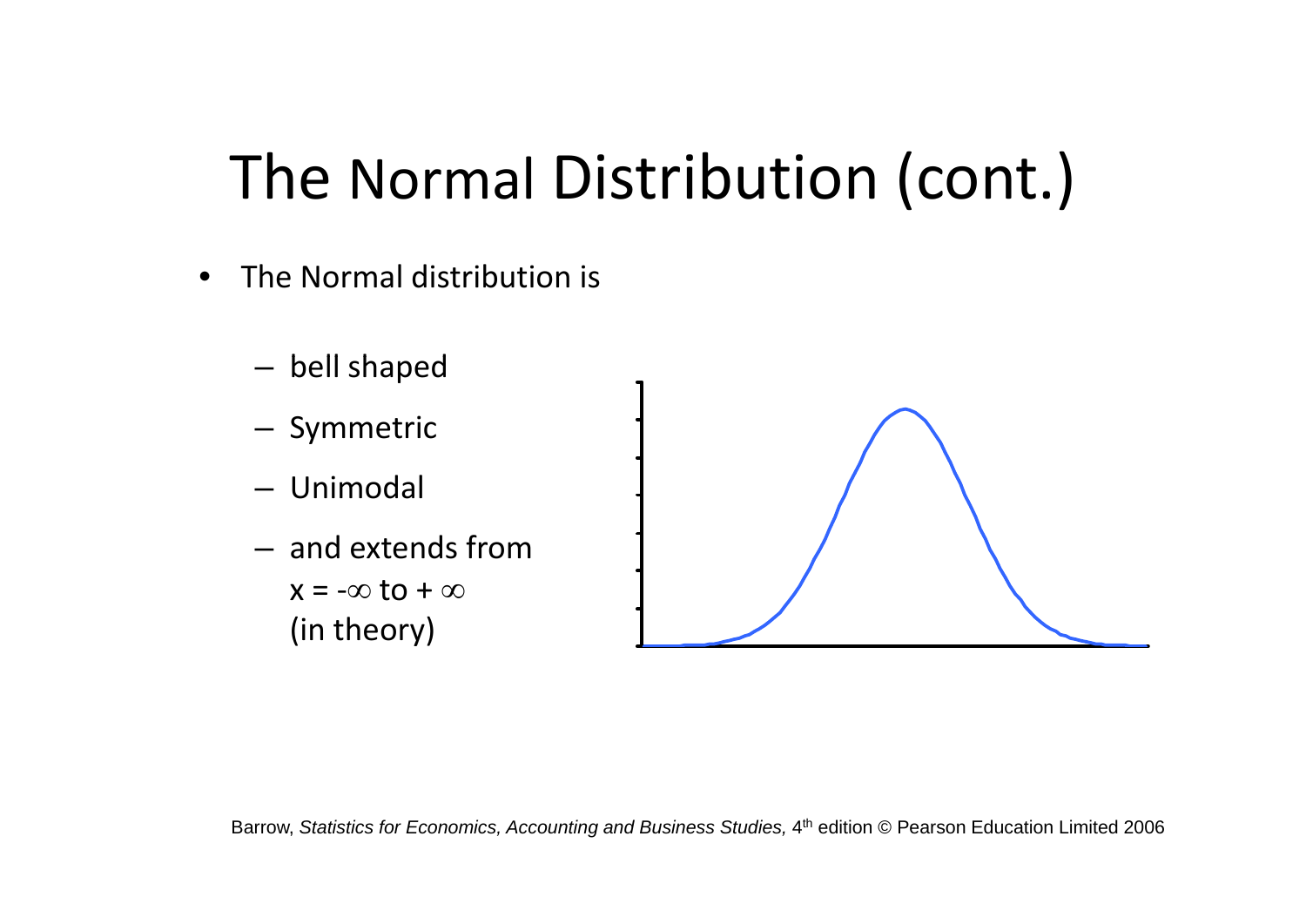# The Normal Distribution (cont.)

- The Normal distribution is
  - bell shaped
  - Symmetric
  - Unimodal
  - and extends from $x = -\infty$ to $+\infty$ (in theory)

Barrow, *Statistics for Economics, Accounting and Business Studies,* 4th edition © Pearson Education Limited 2006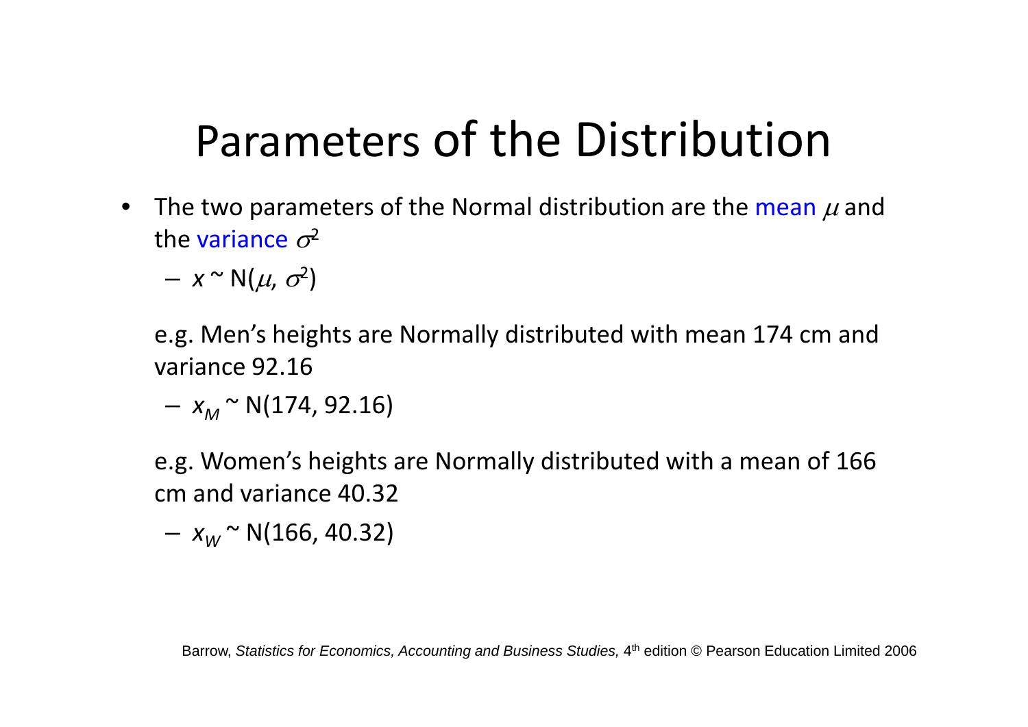# Parameters of the Distribution

- The two parameters of the Normal distribution are the mean $\mu$ and the variance $\sigma^2$
  - $x \sim N(\mu, \sigma^2)$

  e.g. Men's heights are Normally distributed with mean 174 cm and variance 92.16

  - $x_M \sim N(174, 92.16)$

  e.g. Women's heights are Normally distributed with a mean of 166 cm and variance 40.32

  - $x_W \sim N(166, 40.32)$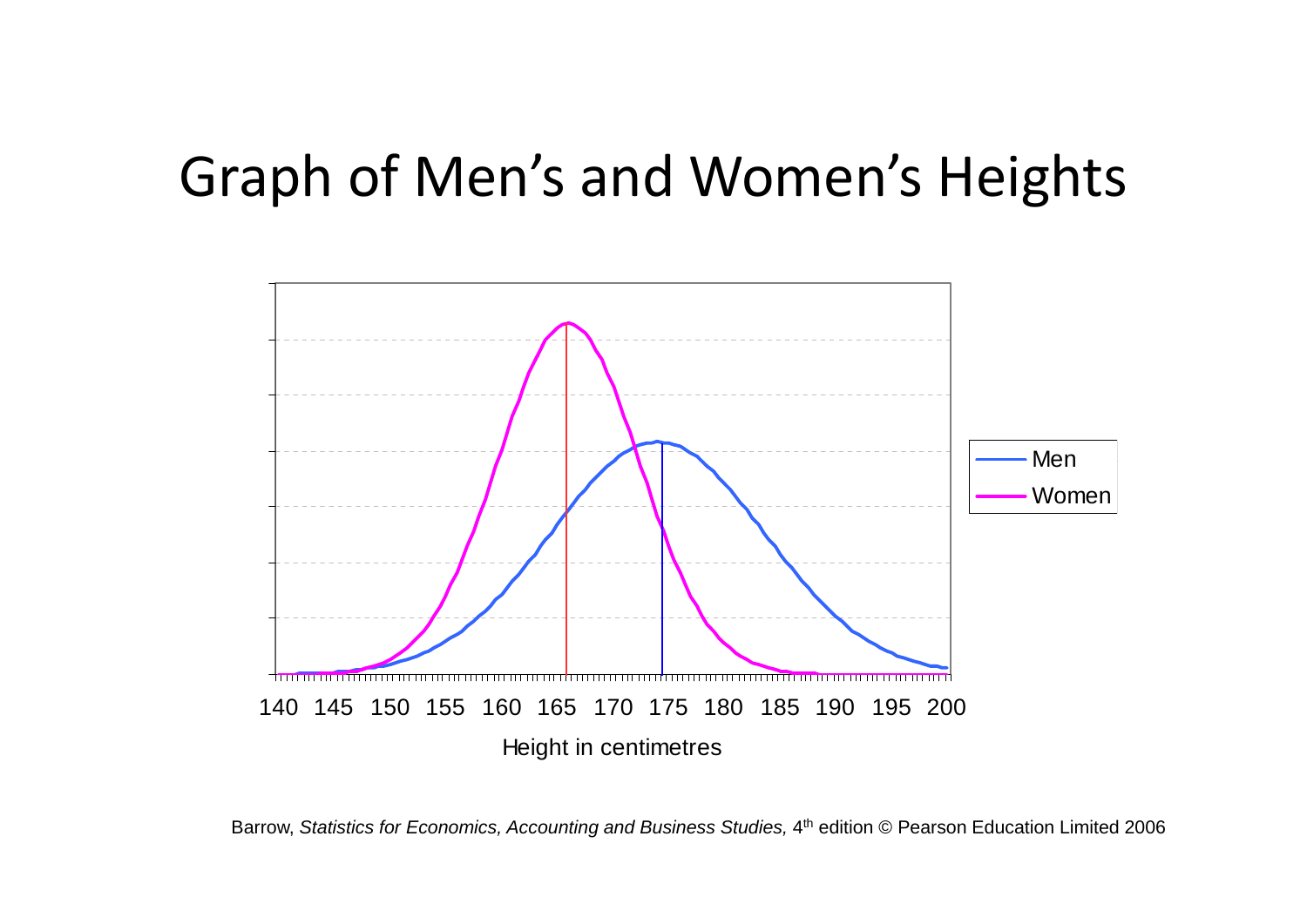# Graph of Men's and Women's Heights

Barrow, *Statistics for Economics, Accounting and Business Studies,* 4th edition © Pearson Education Limited 2006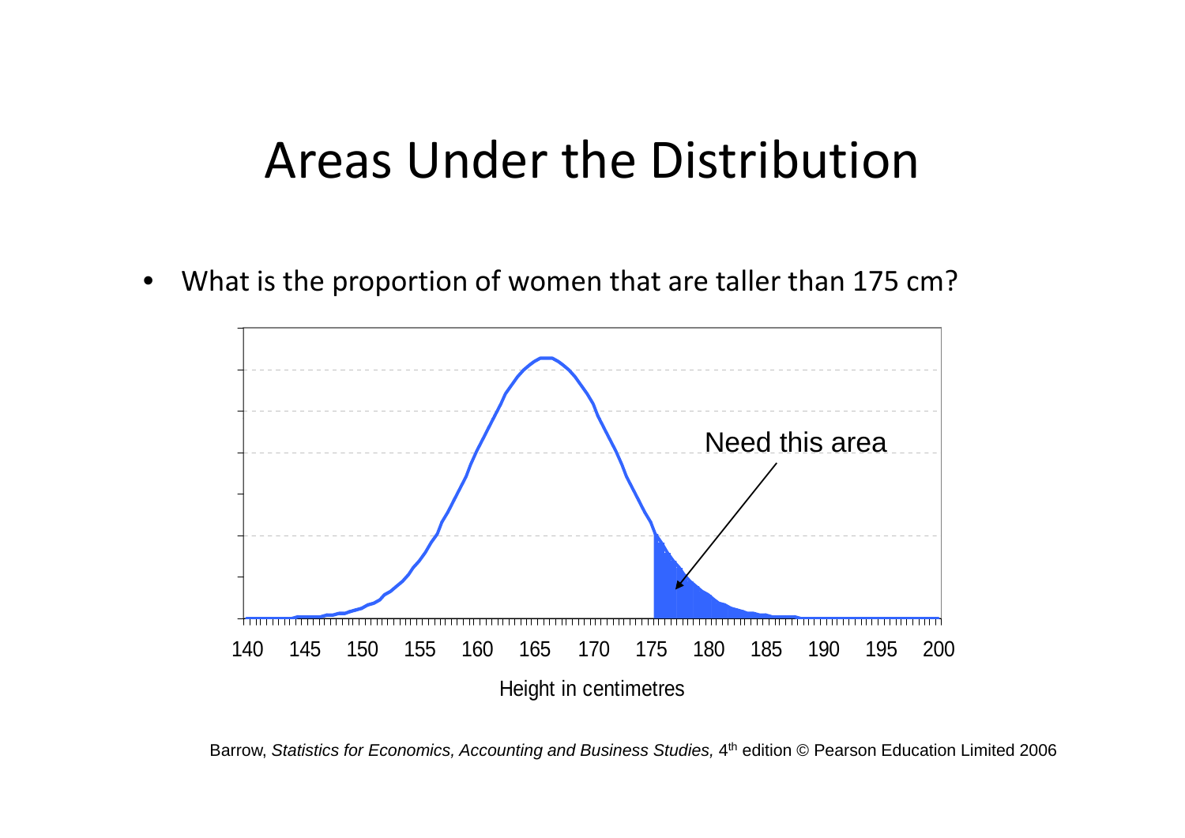# Areas Under the Distribution

- What is the proportion of women that are taller than 175 cm?

Need this area

140 145 150 155 160 165 170 175 180 185 190 195 200

Height in centimetres

Barrow, *Statistics for Economics, Accounting and Business Studies,* 4th edition © Pearson Education Limited 2006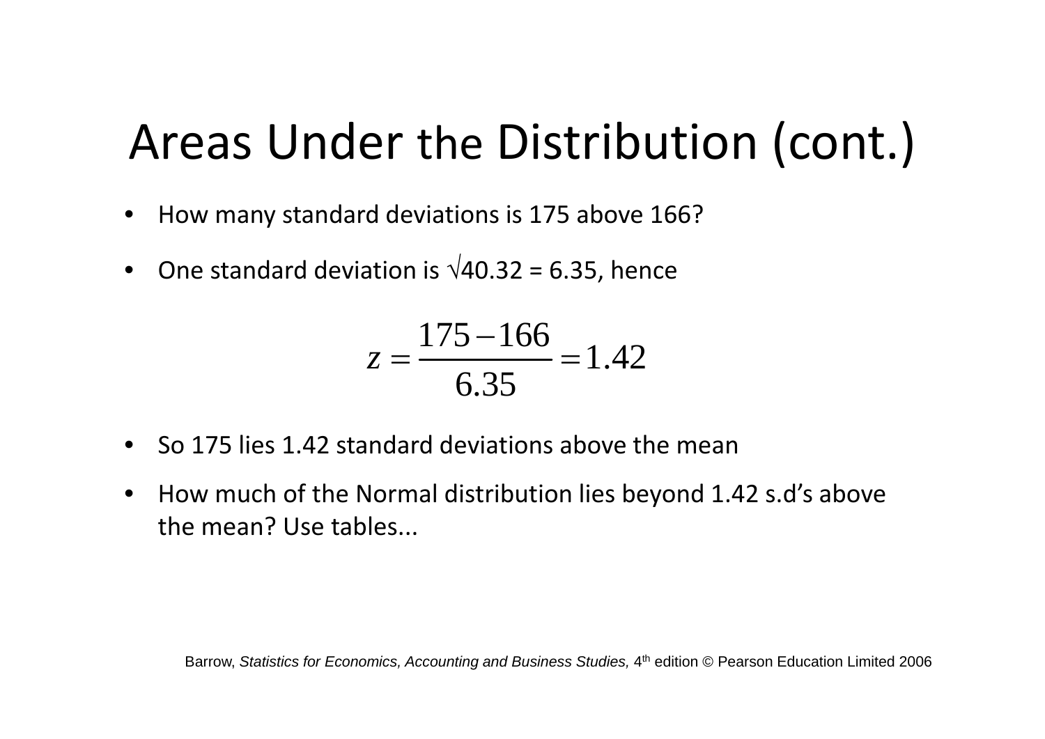# Areas Under the Distribution (cont.)

- How many standard deviations is 175 above 166?
- One standard deviation is $\sqrt{40.32} = 6.35$, hence

$$z = \frac{175 - 166}{6.35} = 1.42$$

- So 175 lies 1.42 standard deviations above the mean
- How much of the Normal distribution lies beyond 1.42 s.d's above the mean? Use tables...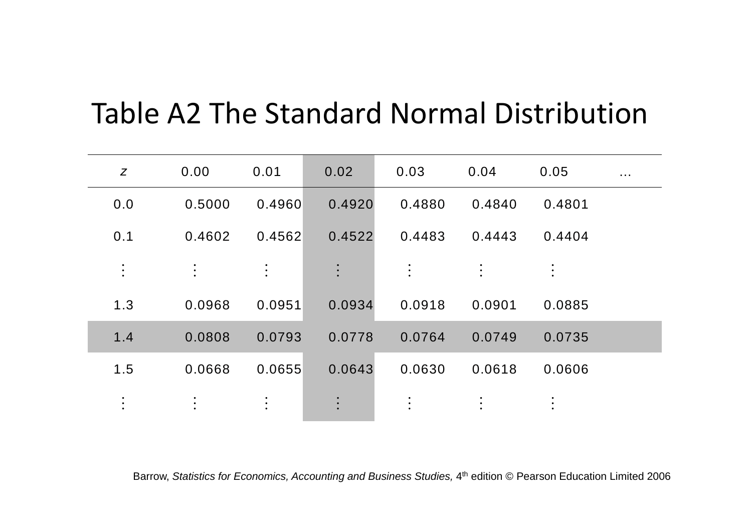# Table A2 The Standard Normal Distribution

| $z$ | 0.00 | 0.01 | 0.02 | 0.03 | 0.04 | 0.05 | … |
|---|---|---|---|---|---|---|---|
| 0.0 | 0.5000 | 0.4960 | 0.4920 | 0.4880 | 0.4840 | 0.4801 | |
| 0.1 | 0.4602 | 0.4562 | 0.4522 | 0.4483 | 0.4443 | 0.4404 | |
| ⋮ | ⋮ | ⋮ | ⋮ | ⋮ | ⋮ | ⋮ | |
| 1.3 | 0.0968 | 0.0951 | 0.0934 | 0.0918 | 0.0901 | 0.0885 | |
| 1.4 | 0.0808 | 0.0793 | 0.0778 | 0.0764 | 0.0749 | 0.0735 | |
| 1.5 | 0.0668 | 0.0655 | 0.0643 | 0.0630 | 0.0618 | 0.0606 | |
| ⋮ | ⋮ | ⋮ | ⋮ | ⋮ | ⋮ | ⋮ | |

Barrow, *Statistics for Economics, Accounting and Business Studies,* 4th edition © Pearson Education Limited 2006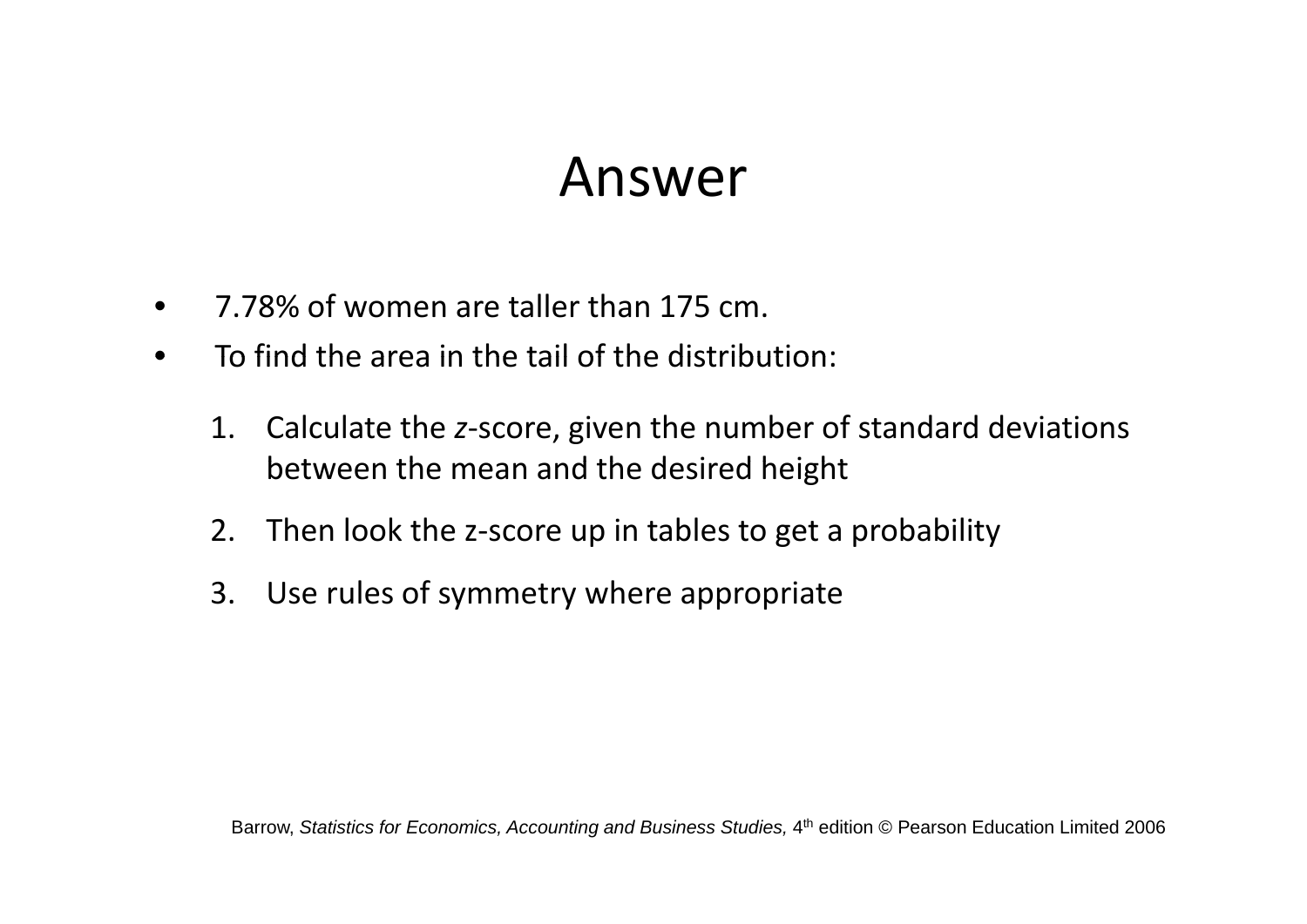# Answer

- 7.78% of women are taller than 175 cm.
- To find the area in the tail of the distribution:

  1. Calculate the *z*-score, given the number of standard deviations between the mean and the desired height
  2. Then look the z-score up in tables to get a probability
  3. Use rules of symmetry where appropriate

Barrow, *Statistics for Economics, Accounting and Business Studies,* 4th edition © Pearson Education Limited 2006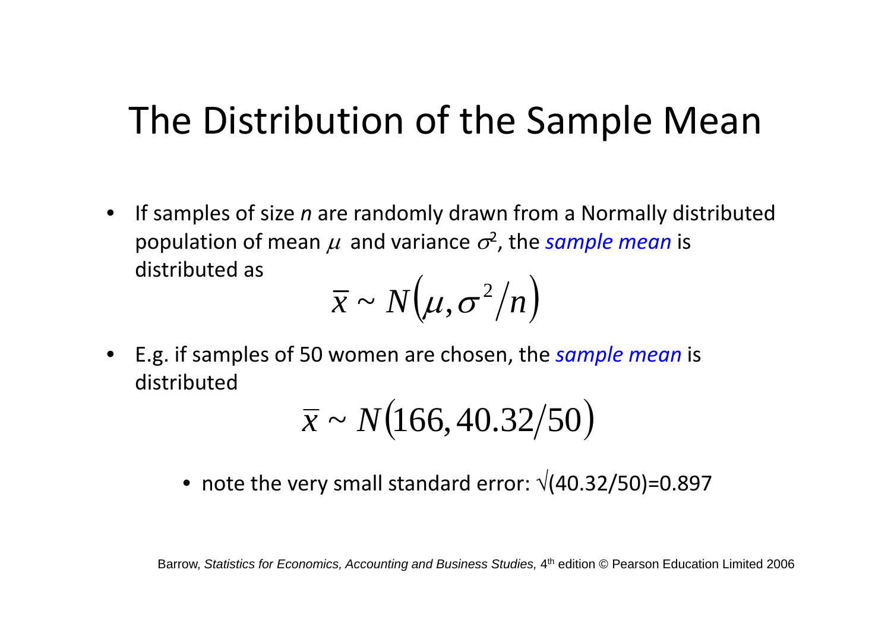# The Distribution of the Sample Mean

- If samples of size $n$ are randomly drawn from a Normally distributed population of mean $\mu$ and variance $\sigma^2$, the *sample mean* is distributed as

$$\bar{x} \sim N\left(\mu, \sigma^2/n\right)$$

- E.g. if samples of 50 women are chosen, the *sample mean* is distributed

$$\bar{x} \sim N\left(166, 40.32/50\right)$$

  - note the very small standard error: $\sqrt{(40.32/50)}=0.897$

Barrow, *Statistics for Economics, Accounting and Business Studies,* 4th edition © Pearson Education Limited 2006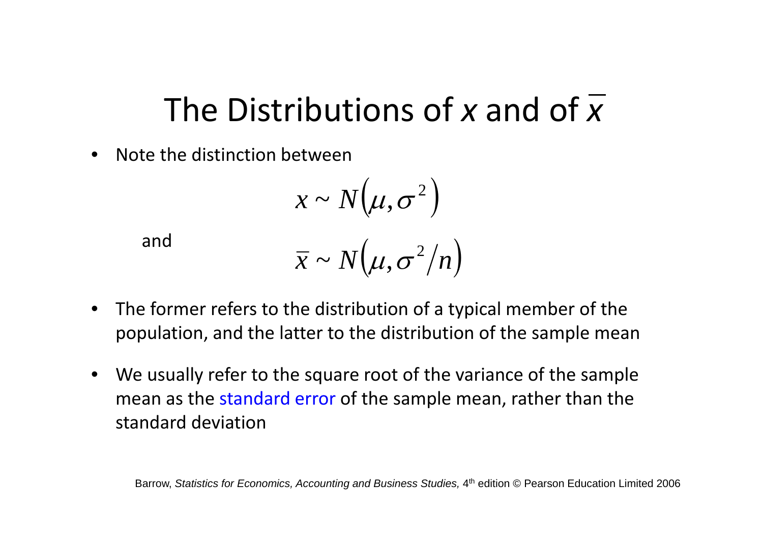# The Distributions of $x$ and of $\bar{x}$

- Note the distinction between

$$x \sim N\left(\mu, \sigma^2\right)$$

and

$$\bar{x} \sim N\left(\mu, \sigma^2/n\right)$$

- The former refers to the distribution of a typical member of the population, and the latter to the distribution of the sample mean
- We usually refer to the square root of the variance of the sample mean as the standard error of the sample mean, rather than the standard deviation

Barrow, *Statistics for Economics, Accounting and Business Studies,* 4th edition © Pearson Education Limited 2006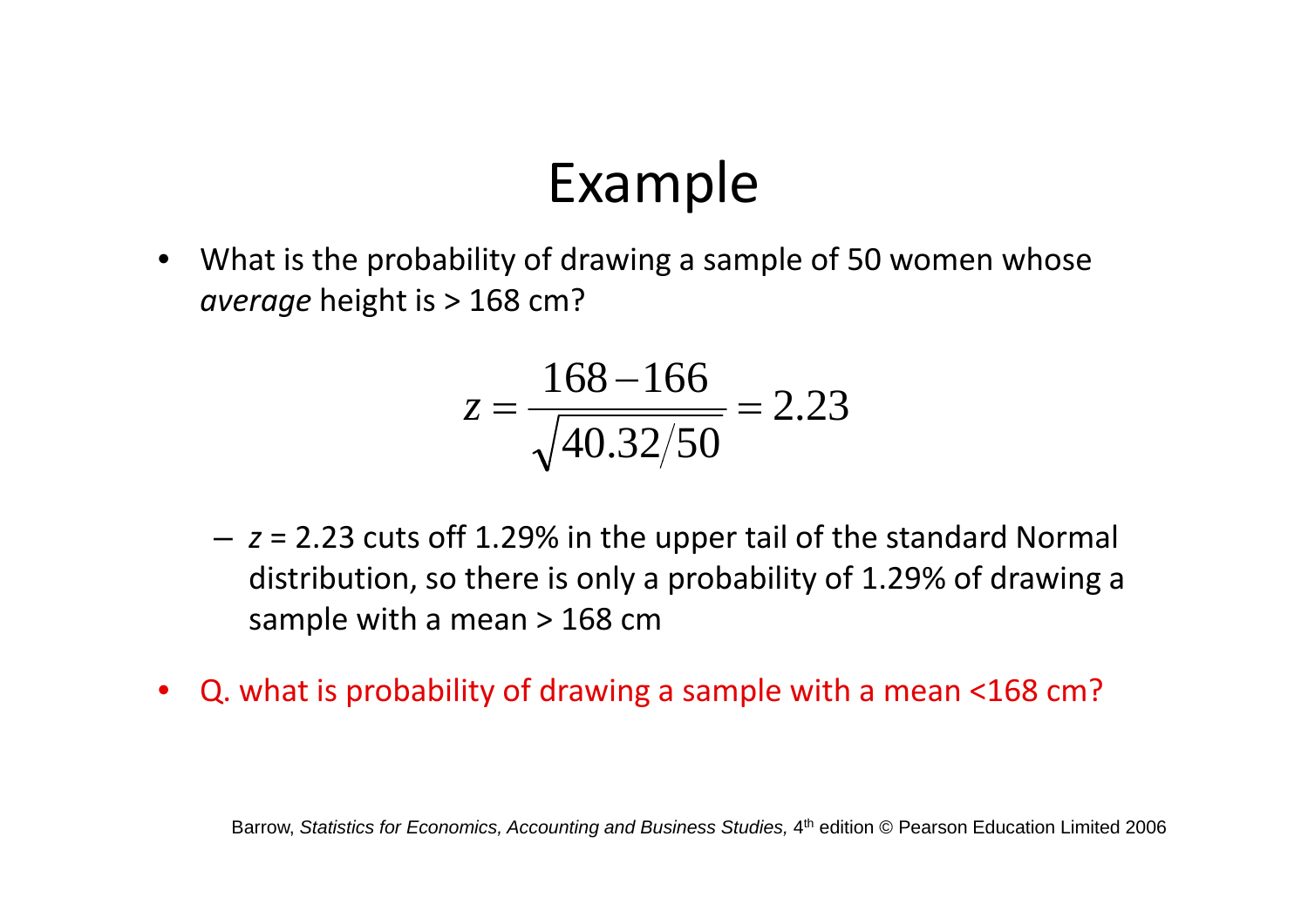# Example

- What is the probability of drawing a sample of 50 women whose *average* height is > 168 cm?

$$z = \frac{168 - 166}{\sqrt{40.32/50}} = 2.23$$

  - $z$ = 2.23 cuts off 1.29% in the upper tail of the standard Normal distribution, so there is only a probability of 1.29% of drawing a sample with a mean > 168 cm

- Q. what is probability of drawing a sample with a mean <168 cm?

Barrow, *Statistics for Economics, Accounting and Business Studies,* 4th edition © Pearson Education Limited 2006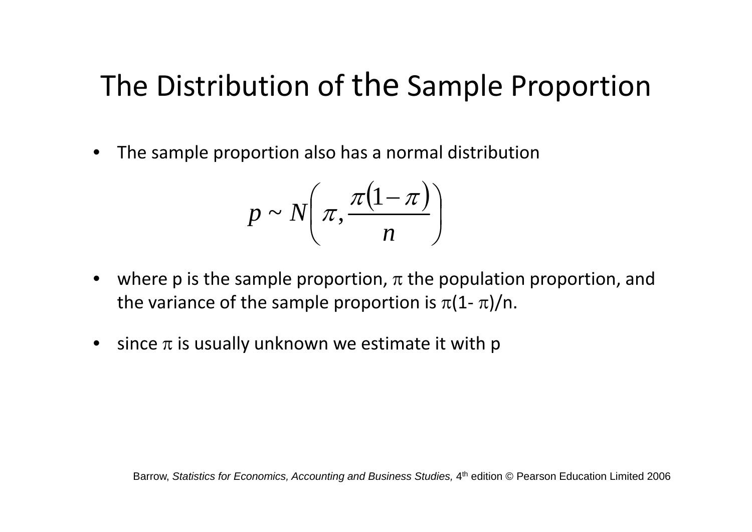# The Distribution of the Sample Proportion

- The sample proportion also has a normal distribution

$$p \sim N\left(\pi, \frac{\pi(1-\pi)}{n}\right)$$

- where p is the sample proportion, $\pi$ the population proportion, and the variance of the sample proportion is $\pi(1- \pi)/n$.

- since $\pi$ is usually unknown we estimate it with p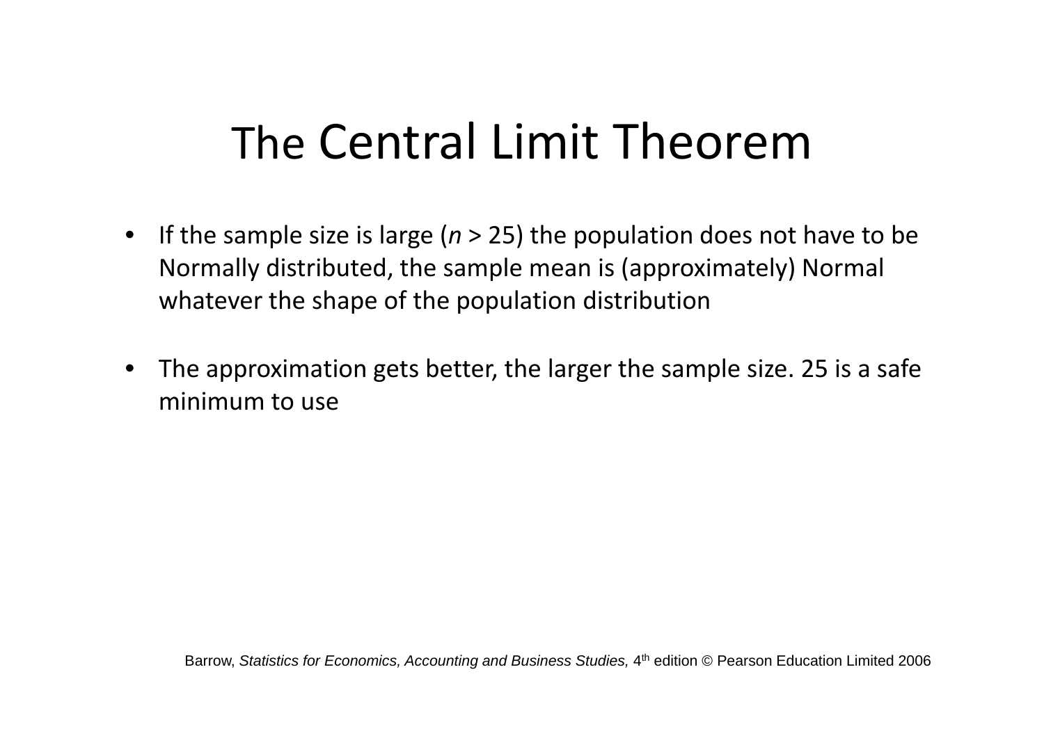# The Central Limit Theorem

- If the sample size is large (*n* > 25) the population does not have to be Normally distributed, the sample mean is (approximately) Normal whatever the shape of the population distribution

- The approximation gets better, the larger the sample size. 25 is a safe minimum to use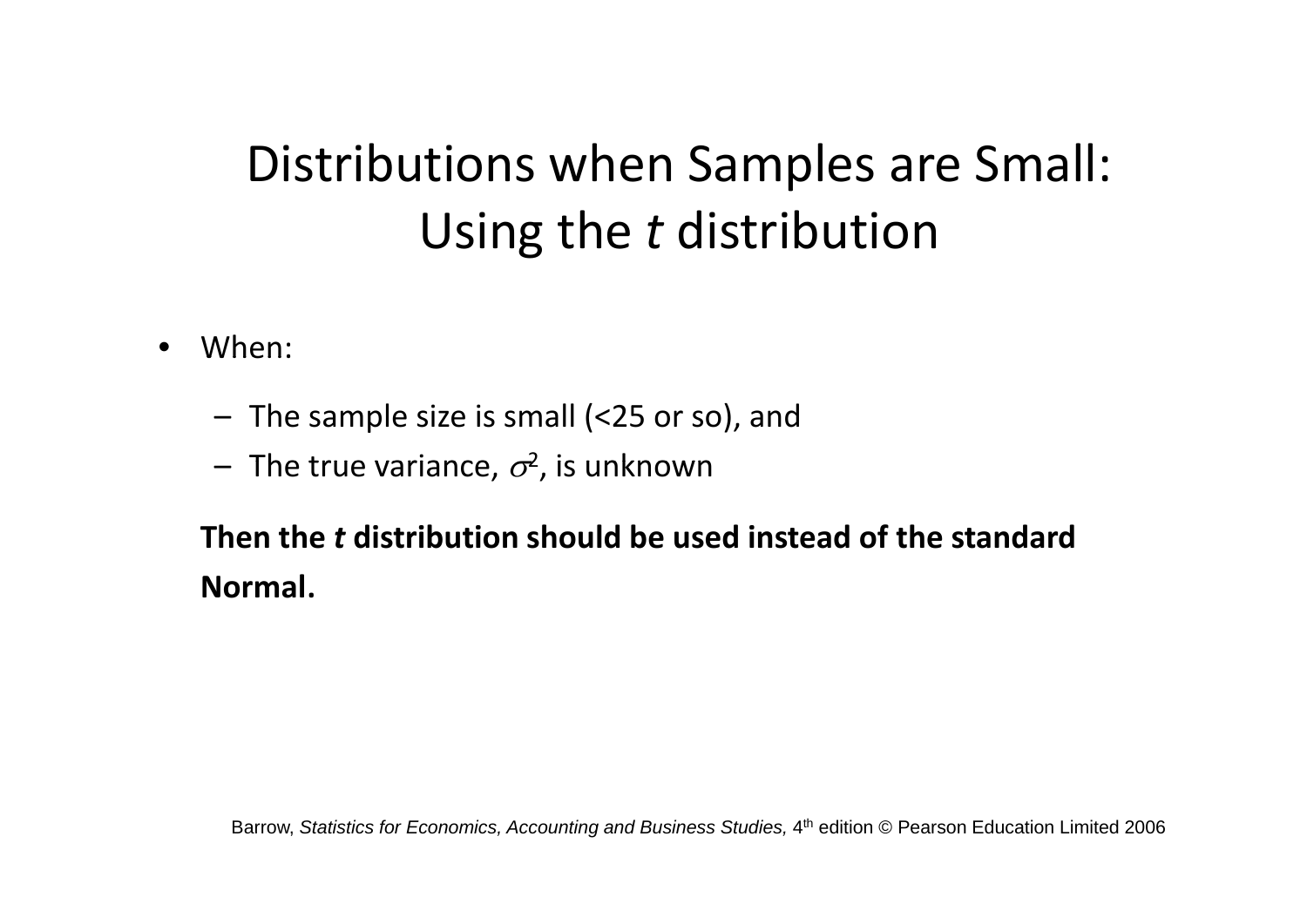# Distributions when Samples are Small: Using the *t* distribution

- When:
  - The sample size is small (<25 or so), and
  - The true variance, $\sigma^2$, is unknown

  **Then the *t* distribution should be used instead of the standard Normal.**

Barrow, *Statistics for Economics, Accounting and Business Studies,* 4th edition © Pearson Education Limited 2006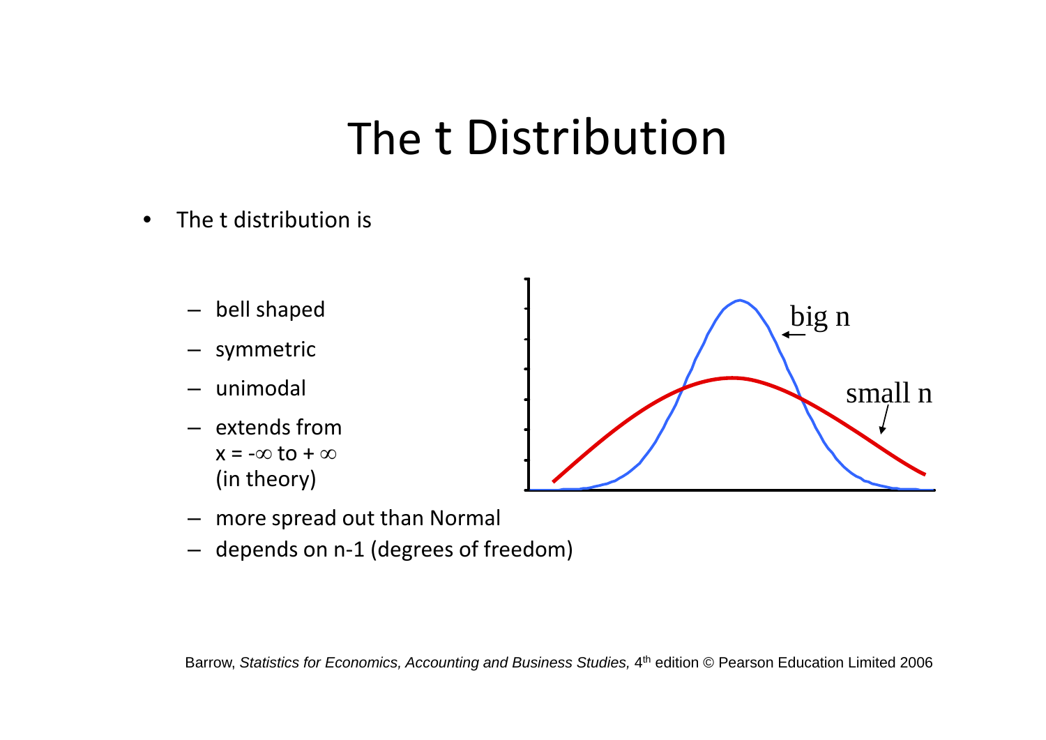# The t Distribution

- The t distribution is
  - bell shaped
  - symmetric
  - unimodal
  - extends from $x = -\infty$ to $+\infty$ (in theory)
  - more spread out than Normal
  - depends on n-1 (degrees of freedom)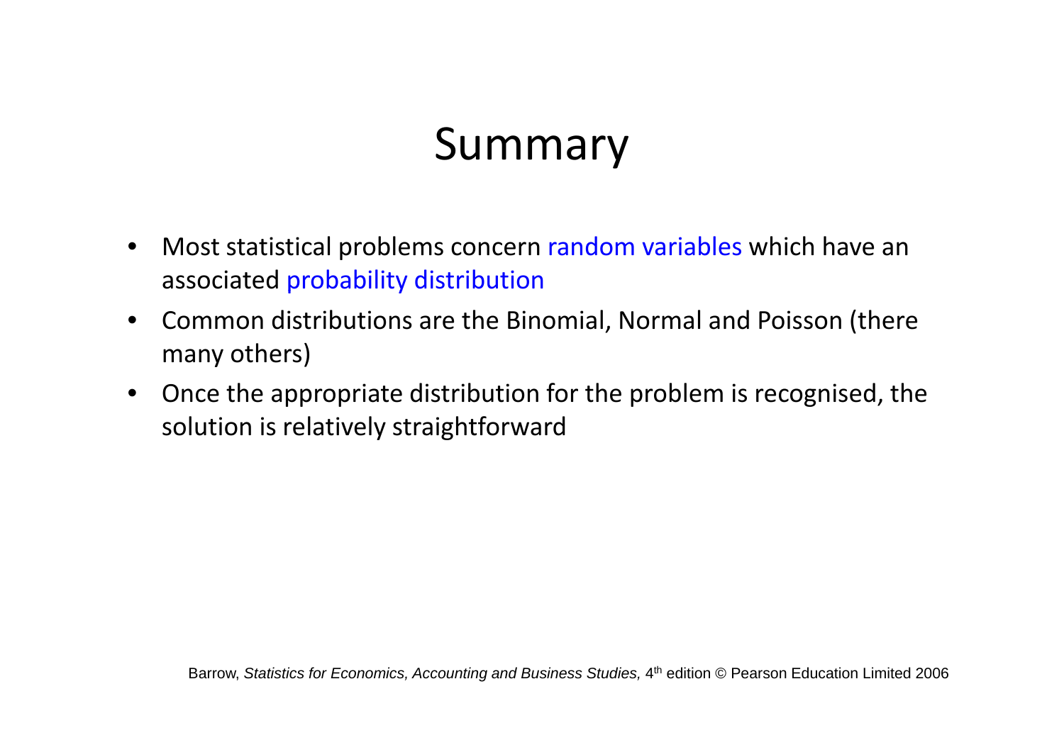# Summary

- Most statistical problems concern random variables which have an associated probability distribution
- Common distributions are the Binomial, Normal and Poisson (there many others)
- Once the appropriate distribution for the problem is recognised, the solution is relatively straightforward